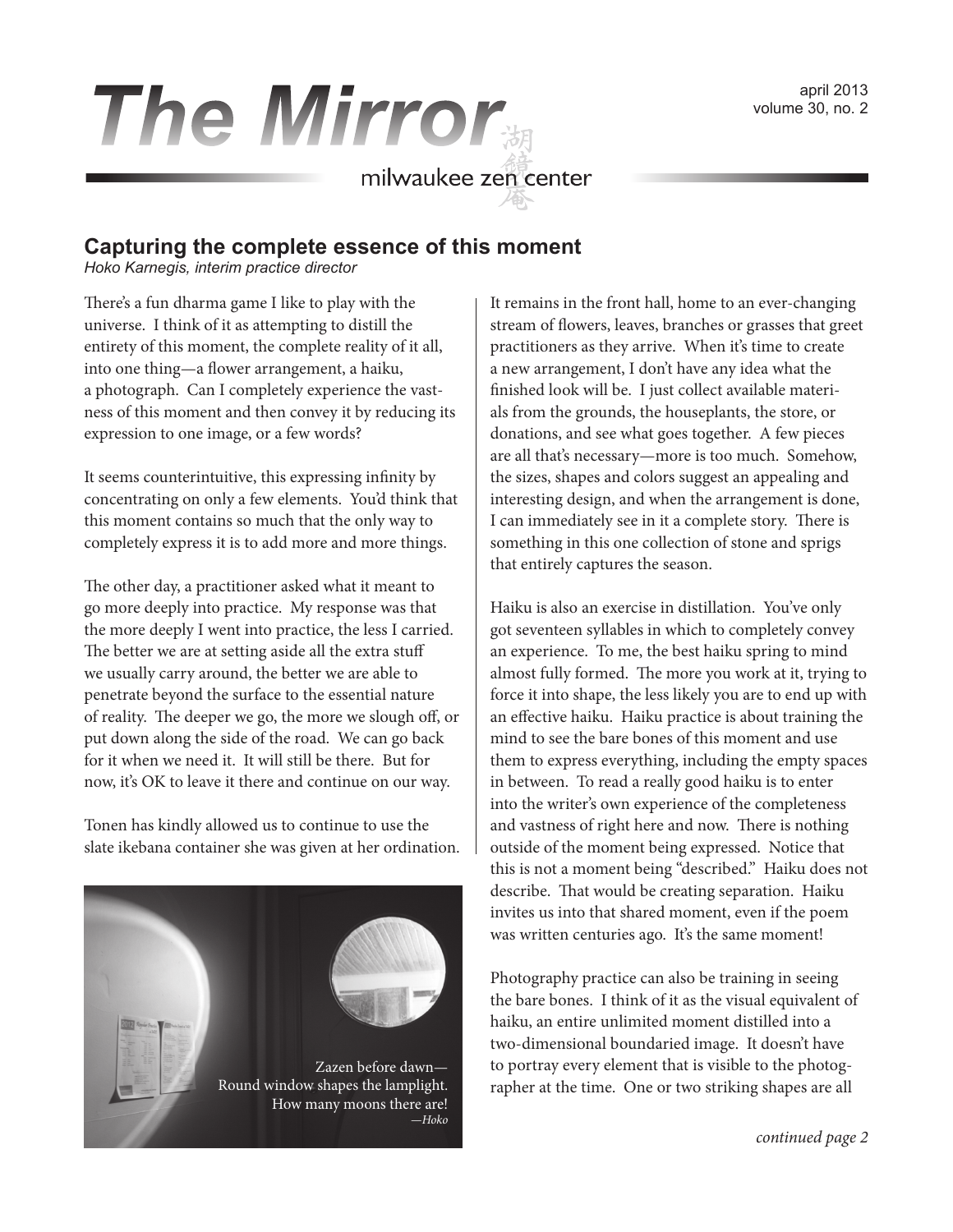# The Mirror

milwaukee zen center

april 2013
volume 30, no. 2

## Capturing the complete essence of this moment

*Hoko Karnegis, interim practice director*

There's a fun dharma game I like to play with the universe. I think of it as attempting to distill the entirety of this moment, the complete reality of it all, into one thing—a flower arrangement, a haiku, a photograph. Can I completely experience the vastness of this moment and then convey it by reducing its expression to one image, or a few words?

It seems counterintuitive, this expressing infinity by concentrating on only a few elements. You'd think that this moment contains so much that the only way to completely express it is to add more and more things.

The other day, a practitioner asked what it meant to go more deeply into practice. My response was that the more deeply I went into practice, the less I carried. The better we are at setting aside all the extra stuff we usually carry around, the better we are able to penetrate beyond the surface to the essential nature of reality. The deeper we go, the more we slough off, or put down along the side of the road. We can go back for it when we need it. It will still be there. But for now, it's OK to leave it there and continue on our way.

Tonen has kindly allowed us to continue to use the slate ikebana container she was given at her ordination. It remains in the front hall, home to an ever-changing stream of flowers, leaves, branches or grasses that greet practitioners as they arrive. When it's time to create a new arrangement, I don't have any idea what the finished look will be. I just collect available materials from the grounds, the houseplants, the store, or donations, and see what goes together. A few pieces are all that's necessary—more is too much. Somehow, the sizes, shapes and colors suggest an appealing and interesting design, and when the arrangement is done, I can immediately see in it a complete story. There is something in this one collection of stone and sprigs that entirely captures the season.

Zazen before dawn—
Round window shapes the lamplight.
How many moons there are!
*—Hoko*

Haiku is also an exercise in distillation. You've only got seventeen syllables in which to completely convey an experience. To me, the best haiku spring to mind almost fully formed. The more you work at it, trying to force it into shape, the less likely you are to end up with an effective haiku. Haiku practice is about training the mind to see the bare bones of this moment and use them to express everything, including the empty spaces in between. To read a really good haiku is to enter into the writer's own experience of the completeness and vastness of right here and now. There is nothing outside of the moment being expressed. Notice that this is not a moment being "described." Haiku does not describe. That would be creating separation. Haiku invites us into that shared moment, even if the poem was written centuries ago. It's the same moment!

Photography practice can also be training in seeing the bare bones. I think of it as the visual equivalent of haiku, an entire unlimited moment distilled into a two-dimensional boundaried image. It doesn't have to portray every element that is visible to the photographer at the time. One or two striking shapes are all

*continued page 2*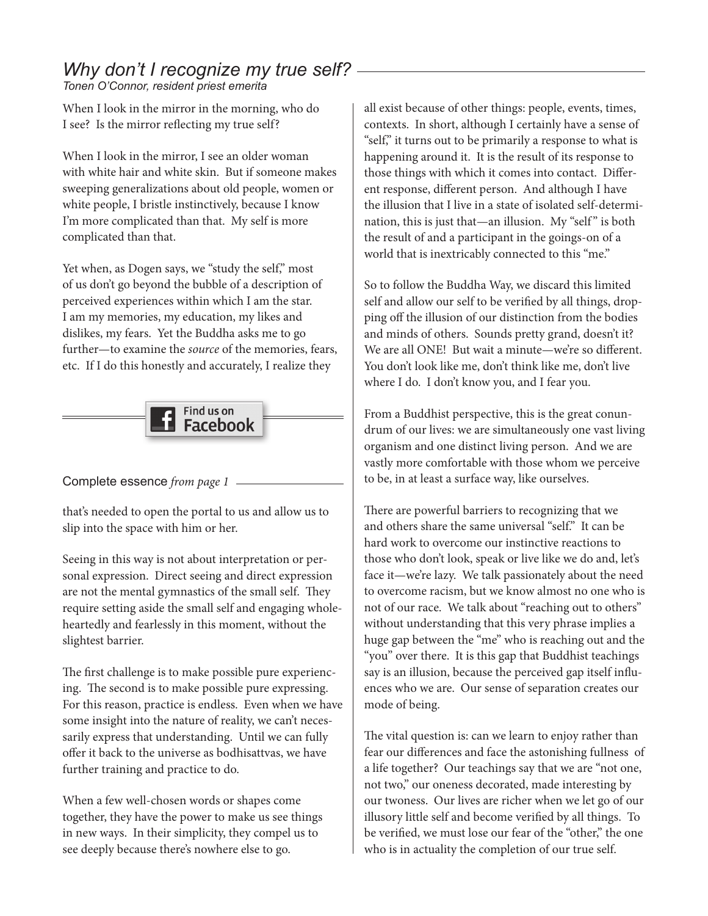## *Why don't I recognize my true self?*

*Tonen O'Connor, resident priest emerita*

When I look in the mirror in the morning, who do I see? Is the mirror reflecting my true self?

When I look in the mirror, I see an older woman with white hair and white skin. But if someone makes sweeping generalizations about old people, women or white people, I bristle instinctively, because I know I'm more complicated than that. My self is more complicated than that.

Yet when, as Dogen says, we "study the self," most of us don't go beyond the bubble of a description of perceived experiences within which I am the star. I am my memories, my education, my likes and dislikes, my fears. Yet the Buddha asks me to go further—to examine the *source* of the memories, fears, etc. If I do this honestly and accurately, I realize they all exist because of other things: people, events, times, contexts. In short, although I certainly have a sense of "self," it turns out to be primarily a response to what is happening around it. It is the result of its response to those things with which it comes into contact. Different response, different person. And although I have the illusion that I live in a state of isolated self-determination, this is just that—an illusion. My "self" is both the result of and a participant in the goings-on of a world that is inextricably connected to this "me."

So to follow the Buddha Way, we discard this limited self and allow our self to be verified by all things, dropping off the illusion of our distinction from the bodies and minds of others. Sounds pretty grand, doesn't it? We are all ONE! But wait a minute—we're so different. You don't look like me, don't think like me, don't live where I do. I don't know you, and I fear you.

From a Buddhist perspective, this is the great conundrum of our lives: we are simultaneously one vast living organism and one distinct living person. And we are vastly more comfortable with those whom we perceive to be, in at least a surface way, like ourselves.

There are powerful barriers to recognizing that we and others share the same universal "self." It can be hard work to overcome our instinctive reactions to those who don't look, speak or live like we do and, let's face it—we're lazy. We talk passionately about the need to overcome racism, but we know almost no one who is not of our race. We talk about "reaching out to others" without understanding that this very phrase implies a huge gap between the "me" who is reaching out and the "you" over there. It is this gap that Buddhist teachings say is an illusion, because the perceived gap itself influences who we are. Our sense of separation creates our mode of being.

The vital question is: can we learn to enjoy rather than fear our differences and face the astonishing fullness of a life together? Our teachings say that we are "not one, not two," our oneness decorated, made interesting by our twoness. Our lives are richer when we let go of our illusory little self and become verified by all things. To be verified, we must lose our fear of the "other," the one who is in actuality the completion of our true self.

Find us on Facebook

## Complete essence *from page 1*

that's needed to open the portal to us and allow us to slip into the space with him or her.

Seeing in this way is not about interpretation or personal expression. Direct seeing and direct expression are not the mental gymnastics of the small self. They require setting aside the small self and engaging wholeheartedly and fearlessly in this moment, without the slightest barrier.

The first challenge is to make possible pure experiencing. The second is to make possible pure expressing. For this reason, practice is endless. Even when we have some insight into the nature of reality, we can't necessarily express that understanding. Until we can fully offer it back to the universe as bodhisattvas, we have further training and practice to do.

When a few well-chosen words or shapes come together, they have the power to make us see things in new ways. In their simplicity, they compel us to see deeply because there's nowhere else to go.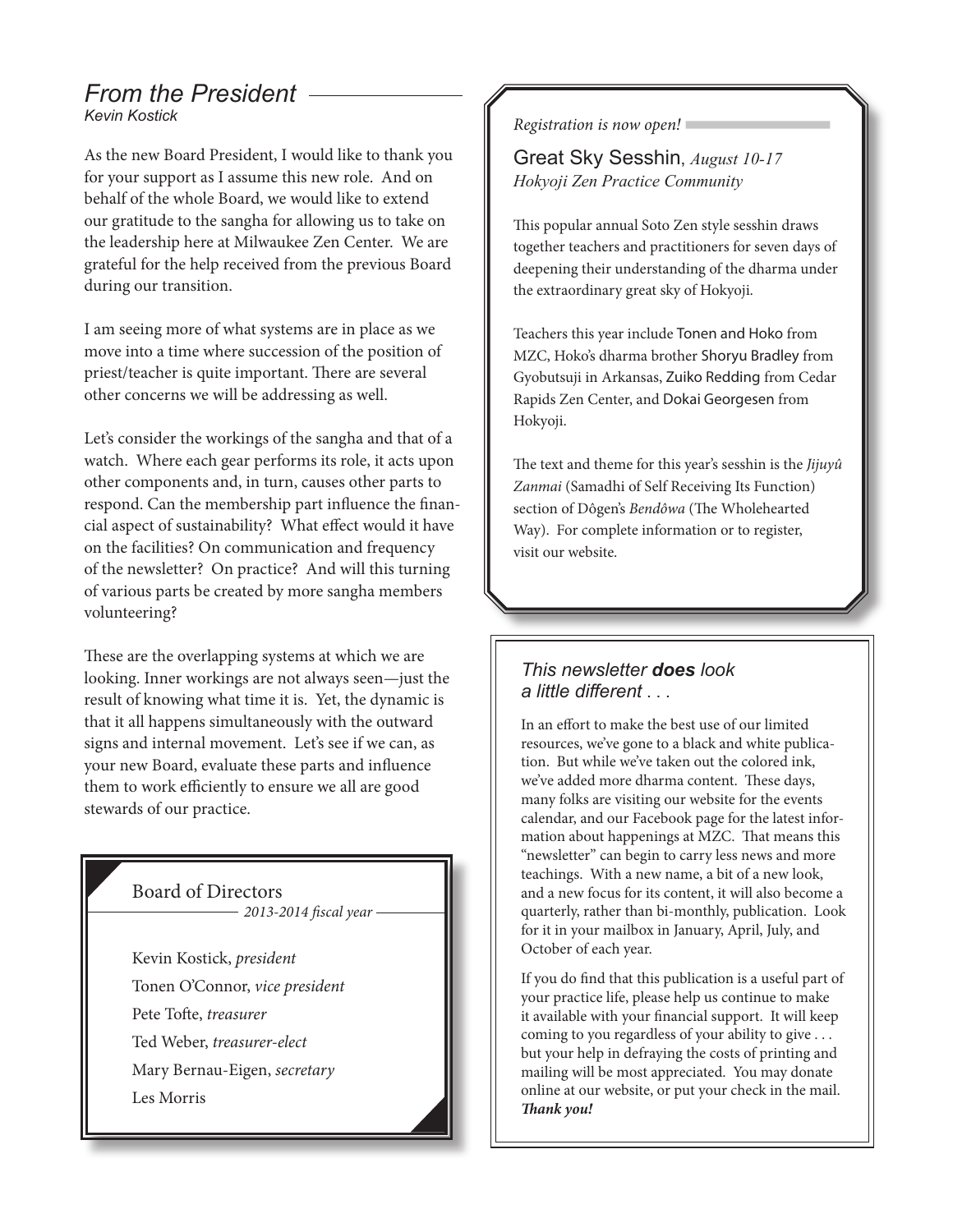## From the President

*Kevin Kostick*

As the new Board President, I would like to thank you for your support as I assume this new role. And on behalf of the whole Board, we would like to extend our gratitude to the sangha for allowing us to take on the leadership here at Milwaukee Zen Center. We are grateful for the help received from the previous Board during our transition.

I am seeing more of what systems are in place as we move into a time where succession of the position of priest/teacher is quite important. There are several other concerns we will be addressing as well.

Let's consider the workings of the sangha and that of a watch. Where each gear performs its role, it acts upon other components and, in turn, causes other parts to respond. Can the membership part influence the financial aspect of sustainability? What effect would it have on the facilities? On communication and frequency of the newsletter? On practice? And will this turning of various parts be created by more sangha members volunteering?

These are the overlapping systems at which we are looking. Inner workings are not always seen—just the result of knowing what time it is. Yet, the dynamic is that it all happens simultaneously with the outward signs and internal movement. Let's see if we can, as your new Board, evaluate these parts and influence them to work efficiently to ensure we all are good stewards of our practice.

### Board of Directors

*2013-2014 fiscal year*

Kevin Kostick, *president*

Tonen O'Connor, *vice president*

Pete Tofte, *treasurer*

Ted Weber, *treasurer-elect*

Mary Bernau-Eigen, *secretary*

Les Morris

*Registration is now open!*

## Great Sky Sesshin, *August 10-17*

*Hokyoji Zen Practice Community*

This popular annual Soto Zen style sesshin draws together teachers and practitioners for seven days of deepening their understanding of the dharma under the extraordinary great sky of Hokyoji.

Teachers this year include Tonen and Hoko from MZC, Hoko's dharma brother Shoryu Bradley from Gyobutsuji in Arkansas, Zuiko Redding from Cedar Rapids Zen Center, and Dokai Georgesen from Hokyoji.

The text and theme for this year's sesshin is the *Jijuyû Zanmai* (Samadhi of Self Receiving Its Function) section of Dôgen's *Bendôwa* (The Wholehearted Way). For complete information or to register, visit our website.

### *This newsletter **does** look a little different . . .*

In an effort to make the best use of our limited resources, we've gone to a black and white publication. But while we've taken out the colored ink, we've added more dharma content. These days, many folks are visiting our website for the events calendar, and our Facebook page for the latest information about happenings at MZC. That means this "newsletter" can begin to carry less news and more teachings. With a new name, a bit of a new look, and a new focus for its content, it will also become a quarterly, rather than bi-monthly, publication. Look for it in your mailbox in January, April, July, and October of each year.

If you do find that this publication is a useful part of your practice life, please help us continue to make it available with your financial support. It will keep coming to you regardless of your ability to give . . . but your help in defraying the costs of printing and mailing will be most appreciated. You may donate online at our website, or put your check in the mail. ***Thank you!***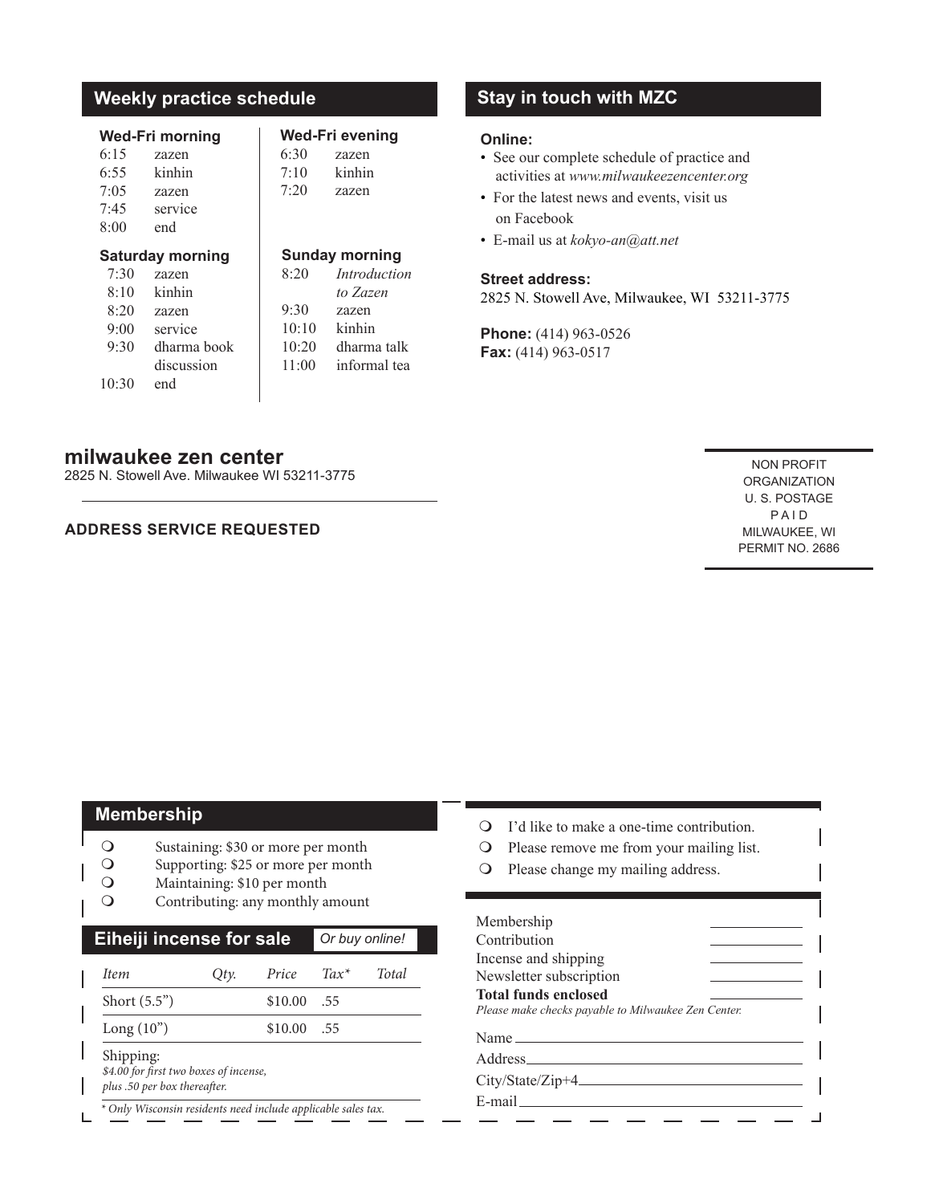## Weekly practice schedule

**Wed-Fri morning**

| | |
|---|---|
| 6:15 | zazen |
| 6:55 | kinhin |
| 7:05 | zazen |
| 7:45 | service |
| 8:00 | end |

**Wed-Fri evening**

| | |
|---|---|
| 6:30 | zazen |
| 7:10 | kinhin |
| 7:20 | zazen |

**Saturday morning**

| | |
|---|---|
| 7:30 | zazen |
| 8:10 | kinhin |
| 8:20 | zazen |
| 9:00 | service |
| 9:30 | dharma book discussion |
| 10:30 | end |

**Sunday morning**

| | |
|---|---|
| 8:20 | *Introduction to Zazen* |
| 9:30 | zazen |
| 10:10 | kinhin |
| 10:20 | dharma talk |
| 11:00 | informal tea |

## Stay in touch with MZC

**Online:**

- See our complete schedule of practice and activities at *www.milwaukeezencenter.org*
- For the latest news and events, visit us on Facebook
- E-mail us at *kokyo-an@att.net*

**Street address:**
2825 N. Stowell Ave, Milwaukee, WI 53211-3775

**Phone:** (414) 963-0526
**Fax:** (414) 963-0517

**milwaukee zen center**
2825 N. Stowell Ave. Milwaukee WI 53211-3775

**ADDRESS SERVICE REQUESTED**

NON PROFIT
ORGANIZATION
U. S. POSTAGE
PAID
MILWAUKEE, WI
PERMIT NO. 2686

## Membership

- ❍ Sustaining: $30 or more per month
- ❍ Supporting: $25 or more per month
- ❍ Maintaining: $10 per month
- ❍ Contributing: any monthly amount

## Eiheiji incense for sale

*Or buy online!*

| *Item* | *Qty.* | *Price* | *Tax\** | *Total* |
|---|---|---|---|---|
| Short (5.5") | | $10.00 | .55 | |
| Long (10") | | $10.00 | .55 | |

Shipping:
*$4.00 for first two boxes of incense, plus .50 per box thereafter.*

*\* Only Wisconsin residents need include applicable sales tax.*

- ❍ I'd like to make a one-time contribution.
- ❍ Please remove me from your mailing list.
- ❍ Please change my mailing address.

| | |
|---|---|
| Membership | ________ |
| Contribution | ________ |
| Incense and shipping | ________ |
| Newsletter subscription | ________ |
| **Total funds enclosed** | ________ |

*Please make checks payable to Milwaukee Zen Center.*

Name ____________________

Address ____________________

City/State/Zip+4 ____________________

E-mail ____________________